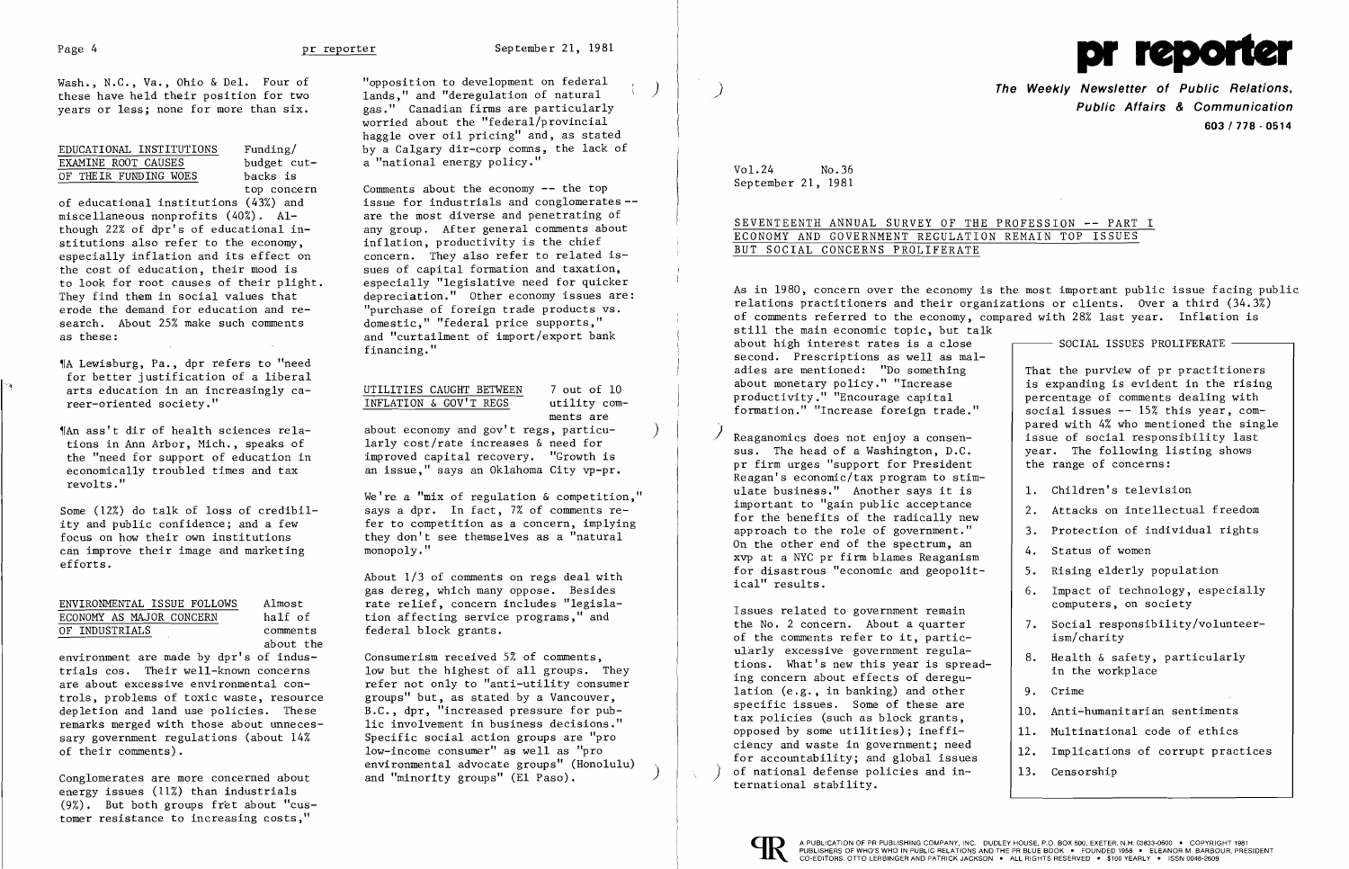Wash., N.C., Va., Ohio & Del. Four of these have held their position for two years or less; none for more than six.

### EDUCATIONAL INSTITUTIONS EXAMINE ROOT CAUSES OF THEIR FUNDING WOES

Funding/budget cutbacks is top concern of educational institutions (43%) and miscellaneous nonprofits (40%). Although 22% of dpr's of educational institutions also refer to the economy, especially inflation and its effect on the cost of education, their mood is to look for root causes of their plight. They find them in social values that erode the demand for education and research. About 25% make such comments as these:

¶A Lewisburg, Pa., dpr refers to "need for better justification of a liberal arts education in an increasingly career-oriented society."

¶An ass't dir of health sciences relations in Ann Arbor, Mich., speaks of the "need for support of education in economically troubled times and tax revolts."

Some (12%) do talk of loss of credibility and public confidence; and a few focus on how their own institutions can improve their image and marketing efforts.

### ENVIRONMENTAL ISSUE FOLLOWS ECONOMY AS MAJOR CONCERN OF INDUSTRIALS

Almost half of comments about the environment are made by dpr's of industrials cos. Their well-known concerns are about excessive environmental controls, problems of toxic waste, resource depletion and land use policies. These remarks merged with those about unnecessary government regulations (about 14% of their comments).

Conglomerates are more concerned about energy issues (11%) than industrials (9%). But both groups fret about "customer resistance to increasing costs," "opposition to development on federal lands," and "deregulation of natural gas." Canadian firms are particularly worried about the "federal/provincial haggle over oil pricing" and, as stated by a Calgary dir-corp comns, the lack of a "national energy policy."

Comments about the economy -- the top issue for industrials and conglomerates -- are the most diverse and penetrating of any group. After general comments about inflation, productivity is the chief concern. They also refer to related issues of capital formation and taxation, especially "legislative need for quicker depreciation." Other economy issues are: "purchase of foreign trade products vs. domestic," "federal price supports," and "curtailment of import/export bank financing."

### UTILITIES CAUGHT BETWEEN INFLATION & GOV'T REGS

7 out of 10 utility comments are about economy and gov't regs, particularly cost/rate increases & need for improved capital recovery. "Growth is an issue," says an Oklahoma City vp-pr.

We're a "mix of regulation & competition," says a dpr. In fact, 7% of comments refer to competition as a concern, implying they don't see themselves as a "natural monopoly."

About 1/3 of comments on regs deal with gas dereg, which many oppose. Besides rate relief, concern includes "legislation affecting service programs," and federal block grants.

Consumerism received 5% of comments, low but the highest of all groups. They refer not only to "anti-utility consumer groups" but, as stated by a Vancouver, B.C., dpr, "increased pressure for public involvement in business decisions." Specific social action groups are "pro low-income consumer" as well as "pro environmental advocate groups" (Honolulu) and "minority groups" (El Paso).

# pr reporter

**The Weekly Newsletter of Public Relations, Public Affairs & Communication**

603 / 778 - 0514

Vol.24 No.36
September 21, 1981

## SEVENTEENTH ANNUAL SURVEY OF THE PROFESSION -- PART I
## ECONOMY AND GOVERNMENT REGULATION REMAIN TOP ISSUES BUT SOCIAL CONCERNS PROLIFERATE

As in 1980, concern over the economy is the most important public issue facing public relations practitioners and their organizations or clients. Over a third (34.3%) of comments referred to the economy, compared with 28% last year. Inflation is still the main economic topic, but talk about high interest rates is a close second. Prescriptions as well as maladies are mentioned: "Do something about monetary policy." "Increase productivity." "Encourage capital formation." "Increase foreign trade."

Reaganomics does not enjoy a consensus. The head of a Washington, D.C. pr firm urges "support for President Reagan's economic/tax program to stimulate business." Another says it is important to "gain public acceptance for the benefits of the radically new approach to the role of government." On the other end of the spectrum, an xvp at a NYC pr firm blames Reaganism for disastrous "economic and geopolitical" results.

Issues related to government remain the No. 2 concern. About a quarter of the comments refer to it, particularly excessive government regulations. What's new this year is spreading concern about effects of deregulation (e.g., in banking) and other specific issues. Some of these are tax policies (such as block grants, opposed by some utilities); inefficiency and waste in government; need for accountability; and global issues of national defense policies and international stability.

### SOCIAL ISSUES PROLIFERATE

That the purview of pr practitioners is expanding is evident in the rising percentage of comments dealing with social issues -- 15% this year, compared with 4% who mentioned the single issue of social responsibility last year. The following listing shows the range of concerns:

1. Children's television
2. Attacks on intellectual freedom
3. Protection of individual rights
4. Status of women
5. Rising elderly population
6. Impact of technology, especially computers, on society
7. Social responsibility/volunteerism/charity
8. Health & safety, particularly in the workplace
9. Crime
10. Anti-humanitarian sentiments
11. Multinational code of ethics
12. Implications of corrupt practices
13. Censorship

A PUBLICATION OF PR PUBLISHING COMPANY, INC. DUDLEY HOUSE, P.O. BOX 600, EXETER, N.H. 03833-0600 • COPYRIGHT 1981
PUBLISHERS OF WHO'S WHO IN PUBLIC RELATIONS AND THE PR BLUE BOOK • FOUNDED 1958 • ELEANOR M. BARBOUR, PRESIDENT
CO-EDITORS: OTTO LERBINGER AND PATRICK JACKSON • ALL RIGHTS RESERVED • $100 YEARLY • ISSN 0048-2609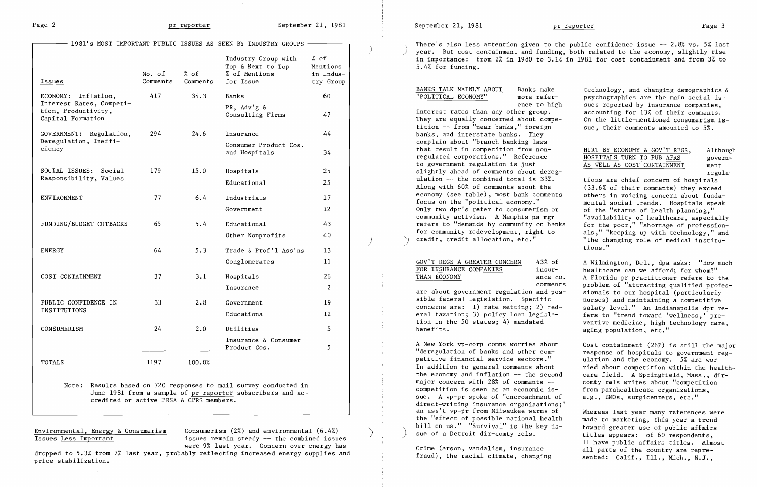## 1981's MOST IMPORTANT PUBLIC ISSUES AS SEEN BY INDUSTRY GROUPS

| Issues | No. of Comments | % of Comments | Industry Group with Top & Next to Top % of Mentions for Issue | % of Mentions in Industry Group |
|---|---|---|---|---|
| ECONOMY: Inflation, Interest Rates, Competition, Productivity, Capital Formation | 417 | 34.3 | Banks | 60 |
| | | | PR, Adv'g & Consulting Firms | 47 |
| GOVERNMENT: Regulation, Deregulation, Inefficiency | 294 | 24.6 | Insurance | 44 |
| | | | Consumer Product Cos. and Hospitals | 34 |
| SOCIAL ISSUES: Social Responsibility, Values | 179 | 15.0 | Hospitals | 25 |
| | | | Educational | 25 |
| ENVIRONMENT | 77 | 6.4 | Industrials | 17 |
| | | | Government | 12 |
| FUNDING/BUDGET CUTBACKS | 65 | 5.4 | Educational | 43 |
| | | | Other Nonprofits | 40 |
| ENERGY | 64 | 5.3 | Trade & Prof'l Ass'ns | 13 |
| | | | Conglomerates | 11 |
| COST CONTAINMENT | 37 | 3.1 | Hospitals | 26 |
| | | | Insurance | 2 |
| PUBLIC CONFIDENCE IN INSTITUTIONS | 33 | 2.8 | Government | 19 |
| | | | Educational | 12 |
| CONSUMERISM | 24 | 2.0 | Utilities | 5 |
| | | | Insurance & Consumer Product Cos. | 5 |
| TOTALS | 1197 | 100.0% | | |

Note: Results based on 720 responses to mail survey conducted in June 1981 from a sample of pr reporter subscribers and accredited or active PRSA & CPRS members.

**Environmental, Energy & Consumerism Issues Less Important**

Consumerism (2%) and environmental (6.4%) issues remain steady -- the combined issues were 9% last year. Concern over energy has dropped to 5.3% from 7% last year, probably reflecting increased energy supplies and price stabilization.

There's also less attention given to the public confidence issue -- 2.8% vs. 5% last year. But cost containment and funding, both related to the economy, slightly rise in importance: from 2% in 1980 to 3.1% in 1981 for cost containment and from 3% to 5.4% for funding.

**BANKS TALK MAINLY ABOUT "POLITICAL ECONOMY"**

Banks make more reference to high interest rates than any other group. They are equally concerned about competition -- from "near banks," foreign banks, and interstate banks. They complain about "branch banking laws that result in competition from nonregulated corporations." Reference to government regulation is just slightly ahead of comments about deregulation -- the combined total is 33%. Along with 60% of comments about the economy (see table), most bank comments focus on the "political economy." Only two dpr's refer to consumerism or community activism. A Memphis pa mgr refers to "demands by community on banks for community redevelopment, right to credit, credit allocation, etc."

**GOV'T REGS A GREATER CONCERN FOR INSURANCE COMPANIES THAN ECONOMY**

43% of insurance co. comments are about government regulation and possible federal legislation. Specific concerns are: 1) rate setting; 2) federal taxation; 3) policy loan legislation in the 50 states; 4) mandated benefits.

A New York vp-corp comns worries about "deregulation of banks and other competitive financial service sectors." In addition to general comments about the economy and inflation -- the second major concern with 28% of comments -- competition is seen as an economic issue. A vp-pr spoke of "encroachment of direct-writing insurance organizations;" an ass't vp-pr from Milwaukee warns of the "effect of possible national health bill on us." "Survival" is the key issue of a Detroit dir-comty rels.

Crime (arson, vandalism, insurance fraud), the racial climate, changing technology, and changing demographics & psychographics are the main social issues reported by insurance companies, accounting for 13% of their comments. On the little-mentioned consumerism issue, their comments amounted to 5%.

**HURT BY ECONOMY & GOV'T REGS, HOSPITALS TURN TO PUB AFRS AS WELL AS COST CONTAINMENT**

Although government regulations are chief concern of hospitals (33.6% of their comments) they exceed others in voicing concern about fundamental social trends. Hospitals speak of the "status of health planning," "availability of healthcare, especially for the poor," "shortage of professionals," "keeping up with technology," and "the changing role of medical institutions."

A Wilmington, Del., dpa asks: "How much healthcare can we afford; for whom?" A Florida pr practitioner refers to the problem of "attracting qualified professionals to our hospital (particularly nurses) and maintaining a competitive salary level." An Indianapolis dpr refers to "trend toward 'wellness,' preventive medicine, high technology care, aging population, etc."

Cost containment (26%) is still the major response of hospitals to government regulation and the economy. 5% are worried about competition within the healthcare field. A Springfield, Mass., dir-comty rels writes about "competition from parahealthcare organizations, e.g., HMOs, surgicenters, etc."

Whereas last year many references were made to marketing, this year a trend toward greater use of public affairs titles appears: of 60 respondents, 11 have public affairs titles. Almost all parts of the country are represented: Calif., Ill., Mich., N.J.,